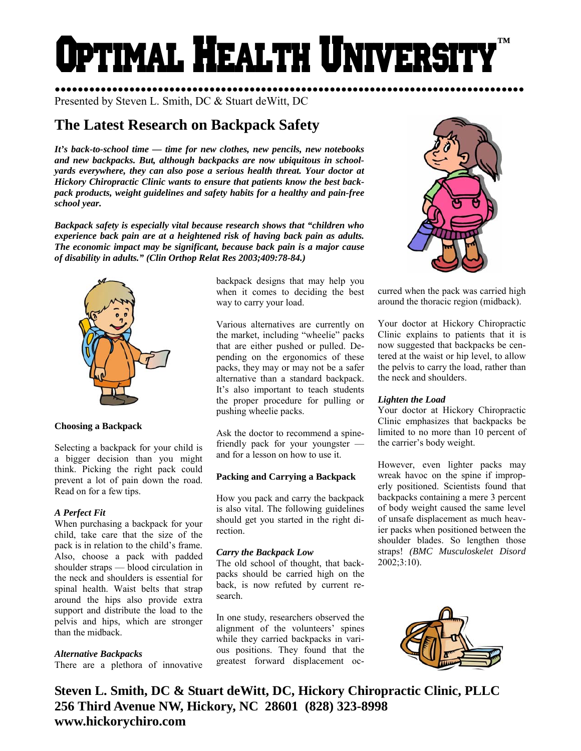# Optimal Health University™

Presented by Steven L. Smith, DC & Stuart deWitt, DC

## The Latest Research on Backpack Safety

***It's back-to-school time — time for new clothes, new pencils, new notebooks and new backpacks. But, although backpacks are now ubiquitous in schoolyards everywhere, they can also pose a serious health threat. Your doctor at Hickory Chiropractic Clinic wants to ensure that patients know the best backpack products, weight guidelines and safety habits for a healthy and pain-free school year.***

***Backpack safety is especially vital because research shows that "children who experience back pain are at a heightened risk of having back pain as adults. The economic impact may be significant, because back pain is a major cause of disability in adults." (Clin Orthop Relat Res 2003;409:78-84.)***

### Choosing a Backpack

Selecting a backpack for your child is a bigger decision than you might think. Picking the right pack could prevent a lot of pain down the road. Read on for a few tips.

#### *A Perfect Fit*

When purchasing a backpack for your child, take care that the size of the pack is in relation to the child's frame. Also, choose a pack with padded shoulder straps — blood circulation in the neck and shoulders is essential for spinal health. Waist belts that strap around the hips also provide extra support and distribute the load to the pelvis and hips, which are stronger than the midback.

#### *Alternative Backpacks*

There are a plethora of innovative backpack designs that may help you when it comes to deciding the best way to carry your load.

Various alternatives are currently on the market, including "wheelie" packs that are either pushed or pulled. Depending on the ergonomics of these packs, they may or may not be a safer alternative than a standard backpack. It's also important to teach students the proper procedure for pulling or pushing wheelie packs.

Ask the doctor to recommend a spine-friendly pack for your youngster — and for a lesson on how to use it.

### Packing and Carrying a Backpack

How you pack and carry the backpack is also vital. The following guidelines should get you started in the right direction.

#### *Carry the Backpack Low*

The old school of thought, that backpacks should be carried high on the back, is now refuted by current research.

In one study, researchers observed the alignment of the volunteers' spines while they carried backpacks in various positions. They found that the greatest forward displacement occurred when the pack was carried high around the thoracic region (midback).

Your doctor at Hickory Chiropractic Clinic explains to patients that it is now suggested that backpacks be centered at the waist or hip level, to allow the pelvis to carry the load, rather than the neck and shoulders.

#### *Lighten the Load*

Your doctor at Hickory Chiropractic Clinic emphasizes that backpacks be limited to no more than 10 percent of the carrier's body weight.

However, even lighter packs may wreak havoc on the spine if improperly positioned. Scientists found that backpacks containing a mere 3 percent of body weight caused the same level of unsafe displacement as much heavier packs when positioned between the shoulder blades. So lengthen those straps! *(BMC Musculoskelet Disord* 2002;3:10).

**Steven L. Smith, DC & Stuart deWitt, DC, Hickory Chiropractic Clinic, PLLC**
**256 Third Avenue NW, Hickory, NC 28601 (828) 323-8998**
**www.hickorychiro.com**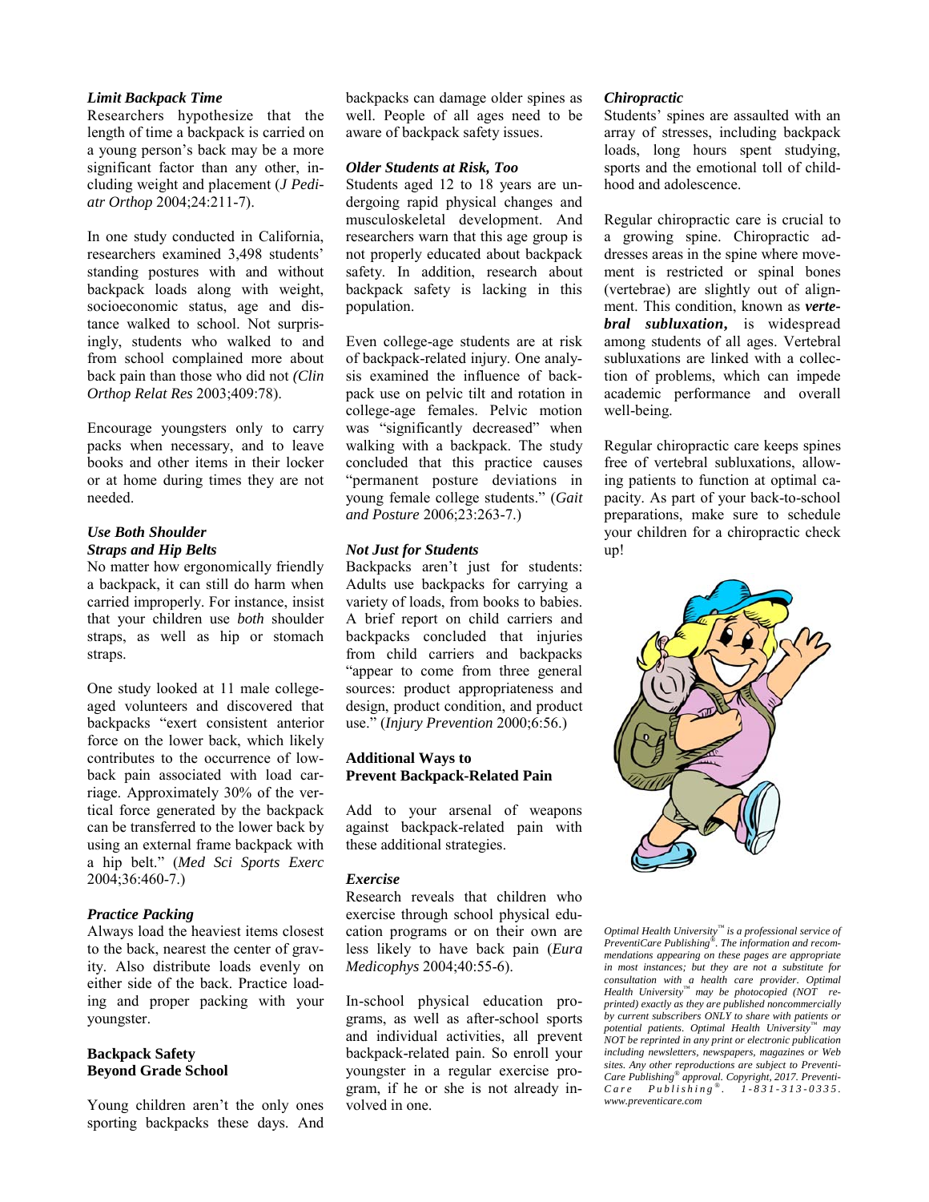### *Limit Backpack Time*

Researchers hypothesize that the length of time a backpack is carried on a young person's back may be a more significant factor than any other, including weight and placement (*J Pediatr Orthop* 2004;24:211-7).

In one study conducted in California, researchers examined 3,498 students' standing postures with and without backpack loads along with weight, socioeconomic status, age and distance walked to school. Not surprisingly, students who walked to and from school complained more about back pain than those who did not *(Clin Orthop Relat Res* 2003;409:78).

Encourage youngsters only to carry packs when necessary, and to leave books and other items in their locker or at home during times they are not needed.

### *Use Both Shoulder Straps and Hip Belts*

No matter how ergonomically friendly a backpack, it can still do harm when carried improperly. For instance, insist that your children use *both* shoulder straps, as well as hip or stomach straps.

One study looked at 11 male college-aged volunteers and discovered that backpacks "exert consistent anterior force on the lower back, which likely contributes to the occurrence of low-back pain associated with load carriage. Approximately 30% of the vertical force generated by the backpack can be transferred to the lower back by using an external frame backpack with a hip belt." (*Med Sci Sports Exerc* 2004;36:460-7.)

### *Practice Packing*

Always load the heaviest items closest to the back, nearest the center of gravity. Also distribute loads evenly on either side of the back. Practice loading and proper packing with your youngster.

## Backpack Safety Beyond Grade School

Young children aren't the only ones sporting backpacks these days. And backpacks can damage older spines as well. People of all ages need to be aware of backpack safety issues.

### *Older Students at Risk, Too*

Students aged 12 to 18 years are undergoing rapid physical changes and musculoskeletal development. And researchers warn that this age group is not properly educated about backpack safety. In addition, research about backpack safety is lacking in this population.

Even college-age students are at risk of backpack-related injury. One analysis examined the influence of backpack use on pelvic tilt and rotation in college-age females. Pelvic motion was "significantly decreased" when walking with a backpack. The study concluded that this practice causes "permanent posture deviations in young female college students." (*Gait and Posture* 2006;23:263-7.)

### *Not Just for Students*

Backpacks aren't just for students: Adults use backpacks for carrying a variety of loads, from books to babies. A brief report on child carriers and backpacks concluded that injuries from child carriers and backpacks "appear to come from three general sources: product appropriateness and design, product condition, and product use." (*Injury Prevention* 2000;6:56.)

## Additional Ways to Prevent Backpack-Related Pain

Add to your arsenal of weapons against backpack-related pain with these additional strategies.

### *Exercise*

Research reveals that children who exercise through school physical education programs or on their own are less likely to have back pain (*Eura Medicophys* 2004;40:55-6).

In-school physical education programs, as well as after-school sports and individual activities, all prevent backpack-related pain. So enroll your youngster in a regular exercise program, if he or she is not already involved in one.

### *Chiropractic*

Students' spines are assaulted with an array of stresses, including backpack loads, long hours spent studying, sports and the emotional toll of childhood and adolescence.

Regular chiropractic care is crucial to a growing spine. Chiropractic addresses areas in the spine where movement is restricted or spinal bones (vertebrae) are slightly out of alignment. This condition, known as ***vertebral subluxation***, is widespread among students of all ages. Vertebral subluxations are linked with a collection of problems, which can impede academic performance and overall well-being.

Regular chiropractic care keeps spines free of vertebral subluxations, allowing patients to function at optimal capacity. As part of your back-to-school preparations, make sure to schedule your children for a chiropractic check up!

*Optimal Health University™ is a professional service of PreventiCare Publishing®. The information and recommendations appearing on these pages are appropriate in most instances; but they are not a substitute for consultation with a health care provider. Optimal Health University™ may be photocopied (NOT reprinted) exactly as they are published noncommercially by current subscribers ONLY to share with patients or potential patients. Optimal Health University™ may NOT be reprinted in any print or electronic publication including newsletters, newspapers, magazines or Web sites. Any other reproductions are subject to PreventiCare Publishing® approval. Copyright, 2017. PreventiCare Publishing®. 1-831-313-0335. www.preventicare.com*